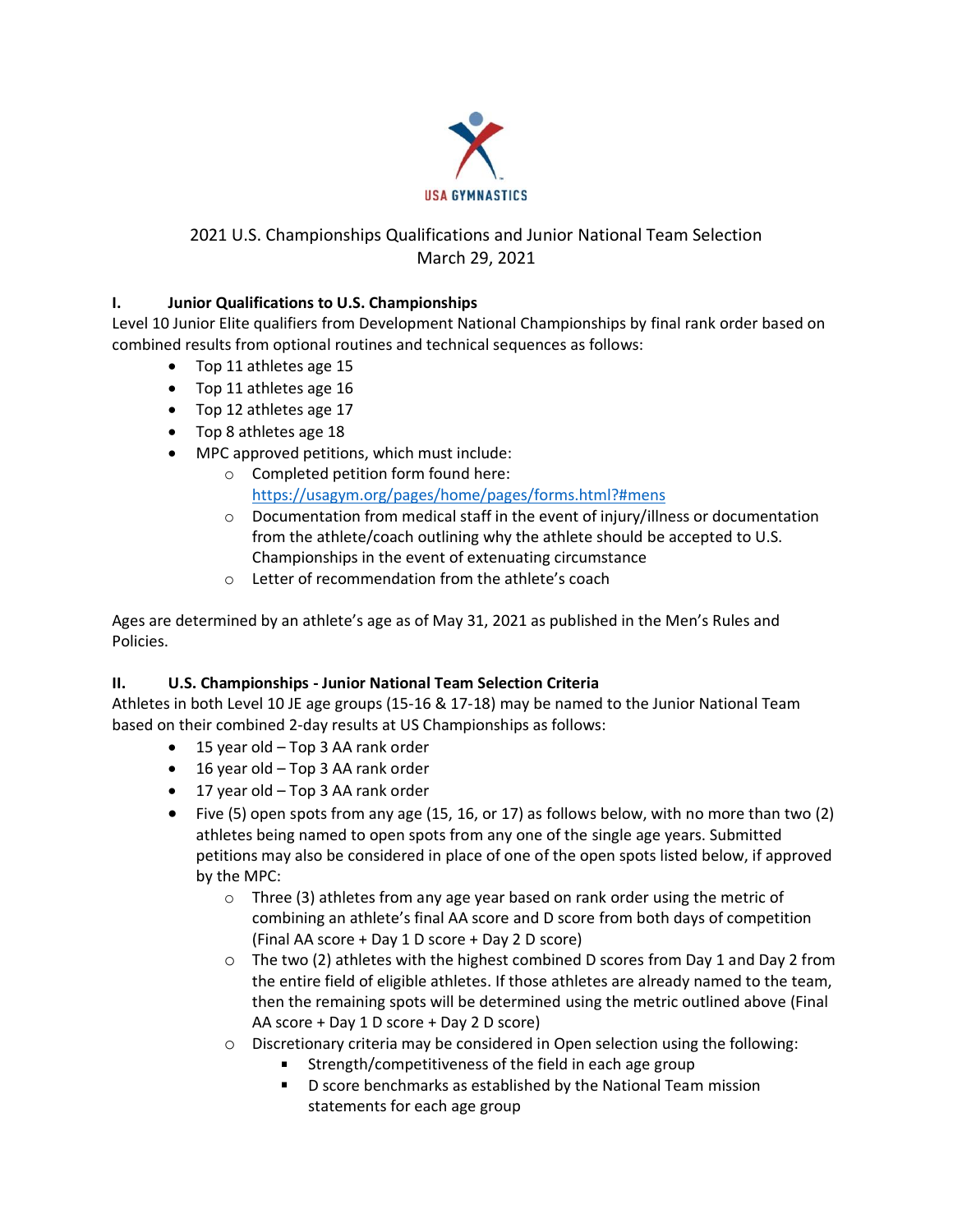USA GYMNASTICS

2021 U.S. Championships Qualifications and Junior National Team Selection
March 29, 2021

## I. Junior Qualifications to U.S. Championships

Level 10 Junior Elite qualifiers from Development National Championships by final rank order based on combined results from optional routines and technical sequences as follows:

- Top 11 athletes age 15
- Top 11 athletes age 16
- Top 12 athletes age 17
- Top 8 athletes age 18
- MPC approved petitions, which must include:
  - Completed petition form found here: https://usagym.org/pages/home/pages/forms.html?#mens
  - Documentation from medical staff in the event of injury/illness or documentation from the athlete/coach outlining why the athlete should be accepted to U.S. Championships in the event of extenuating circumstance
  - Letter of recommendation from the athlete's coach

Ages are determined by an athlete's age as of May 31, 2021 as published in the Men's Rules and Policies.

## II. U.S. Championships - Junior National Team Selection Criteria

Athletes in both Level 10 JE age groups (15-16 & 17-18) may be named to the Junior National Team based on their combined 2-day results at US Championships as follows:

- 15 year old – Top 3 AA rank order
- 16 year old – Top 3 AA rank order
- 17 year old – Top 3 AA rank order
- Five (5) open spots from any age (15, 16, or 17) as follows below, with no more than two (2) athletes being named to open spots from any one of the single age years. Submitted petitions may also be considered in place of one of the open spots listed below, if approved by the MPC:
  - Three (3) athletes from any age year based on rank order using the metric of combining an athlete's final AA score and D score from both days of competition (Final AA score + Day 1 D score + Day 2 D score)
  - The two (2) athletes with the highest combined D scores from Day 1 and Day 2 from the entire field of eligible athletes. If those athletes are already named to the team, then the remaining spots will be determined using the metric outlined above (Final AA score + Day 1 D score + Day 2 D score)
  - Discretionary criteria may be considered in Open selection using the following:
    - Strength/competitiveness of the field in each age group
    - D score benchmarks as established by the National Team mission statements for each age group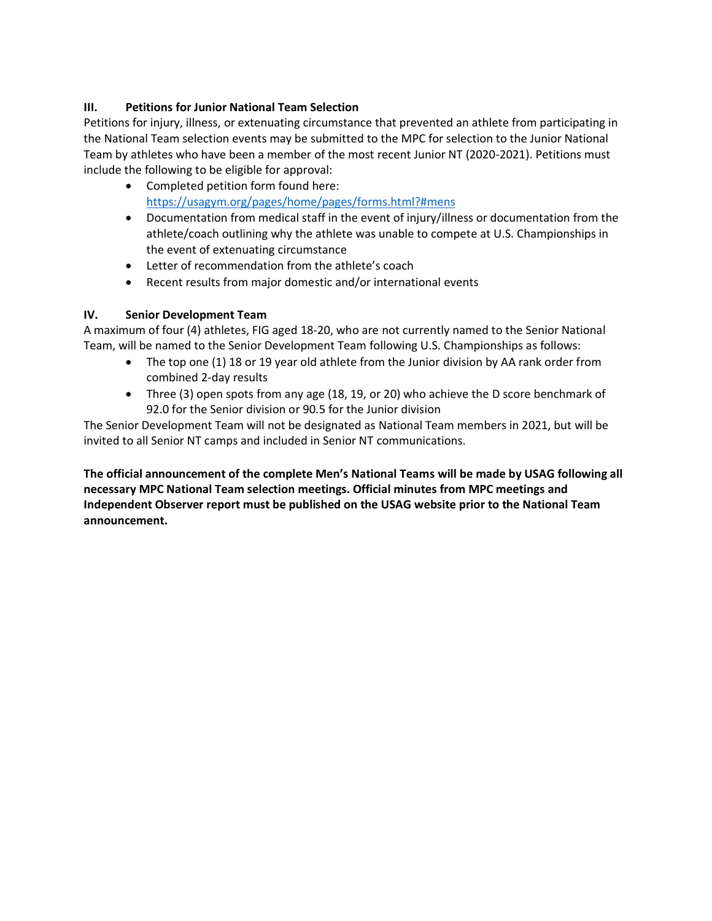### III. Petitions for Junior National Team Selection

Petitions for injury, illness, or extenuating circumstance that prevented an athlete from participating in the National Team selection events may be submitted to the MPC for selection to the Junior National Team by athletes who have been a member of the most recent Junior NT (2020-2021). Petitions must include the following to be eligible for approval:

- Completed petition form found here: https://usagym.org/pages/home/pages/forms.html?#mens
- Documentation from medical staff in the event of injury/illness or documentation from the athlete/coach outlining why the athlete was unable to compete at U.S. Championships in the event of extenuating circumstance
- Letter of recommendation from the athlete's coach
- Recent results from major domestic and/or international events

### IV. Senior Development Team

A maximum of four (4) athletes, FIG aged 18-20, who are not currently named to the Senior National Team, will be named to the Senior Development Team following U.S. Championships as follows:

- The top one (1) 18 or 19 year old athlete from the Junior division by AA rank order from combined 2-day results
- Three (3) open spots from any age (18, 19, or 20) who achieve the D score benchmark of 92.0 for the Senior division or 90.5 for the Junior division

The Senior Development Team will not be designated as National Team members in 2021, but will be invited to all Senior NT camps and included in Senior NT communications.

**The official announcement of the complete Men's National Teams will be made by USAG following all necessary MPC National Team selection meetings. Official minutes from MPC meetings and Independent Observer report must be published on the USAG website prior to the National Team announcement.**